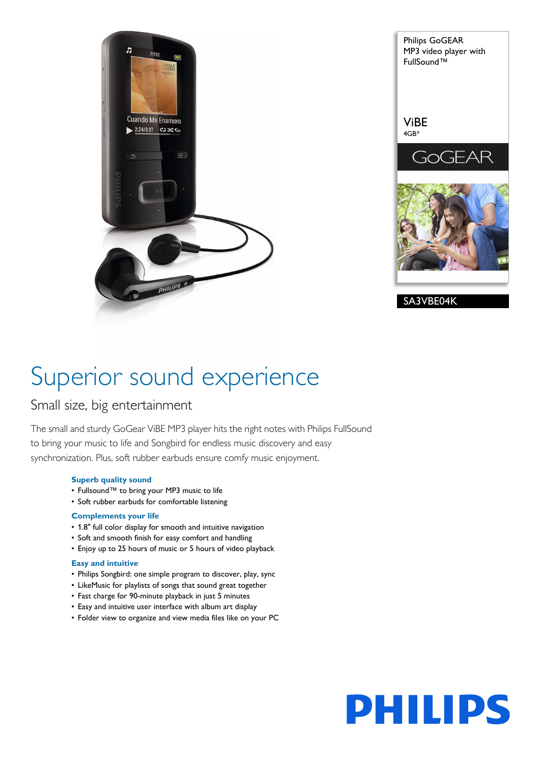Philips GoGEAR
MP3 video player with FullSound™

ViBE
4GB*

GoGEAR

SA3VBE04K

# Superior sound experience

## Small size, big entertainment

The small and sturdy GoGear ViBE MP3 player hits the right notes with Philips FullSound to bring your music to life and Songbird for endless music discovery and easy synchronization. Plus, soft rubber earbuds ensure comfy music enjoyment.

### Superb quality sound

- Fullsound™ to bring your MP3 music to life
- Soft rubber earbuds for comfortable listening

### Complements your life

- 1.8" full color display for smooth and intuitive navigation
- Soft and smooth finish for easy comfort and handling
- Enjoy up to 25 hours of music or 5 hours of video playback

### Easy and intuitive

- Philips Songbird: one simple program to discover, play, sync
- LikeMusic for playlists of songs that sound great together
- Fast charge for 90-minute playback in just 5 minutes
- Easy and intuitive user interface with album art display
- Folder view to organize and view media files like on your PC

PHILIPS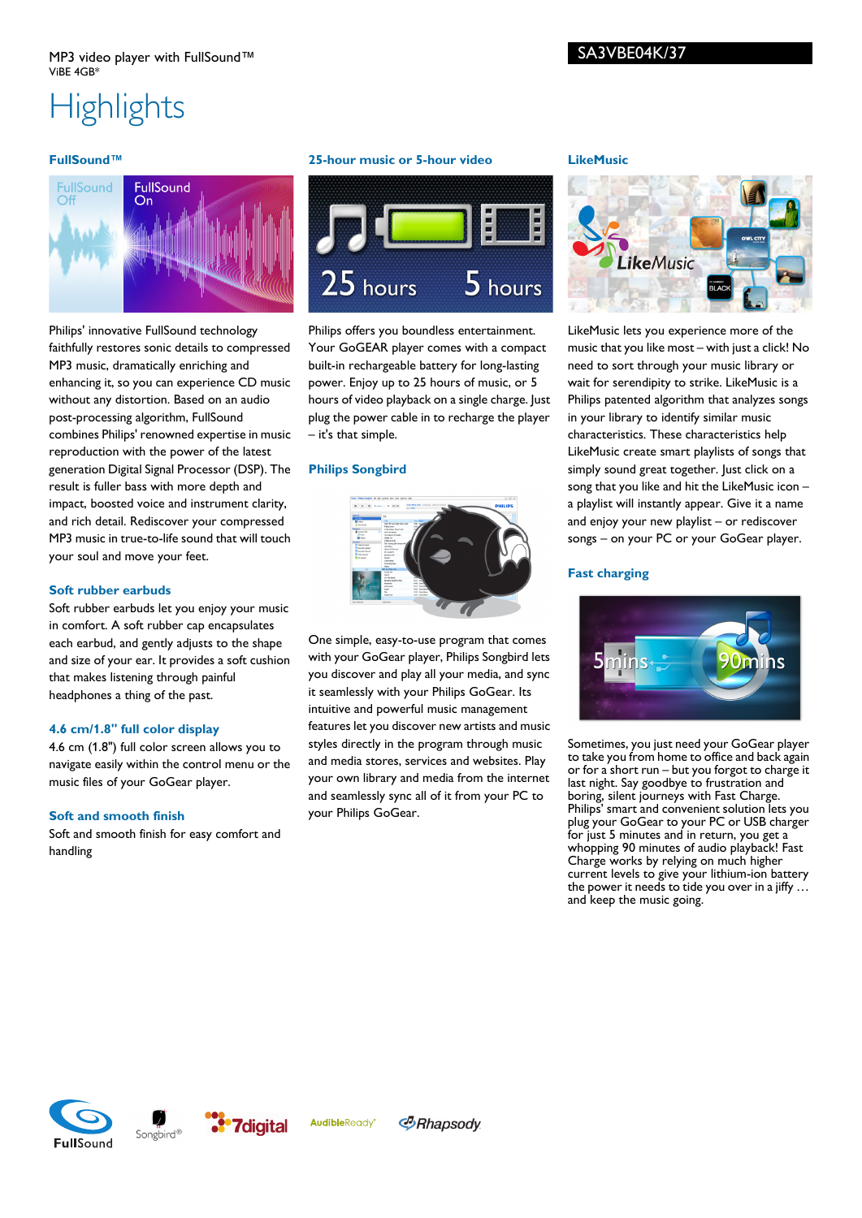MP3 video player with FullSound™
ViBE 4GB*

SA3VBE04K/37

# Highlights

### FullSound™

Philips' innovative FullSound technology faithfully restores sonic details to compressed MP3 music, dramatically enriching and enhancing it, so you can experience CD music without any distortion. Based on an audio post-processing algorithm, FullSound combines Philips' renowned expertise in music reproduction with the power of the latest generation Digital Signal Processor (DSP). The result is fuller bass with more depth and impact, boosted voice and instrument clarity, and rich detail. Rediscover your compressed MP3 music in true-to-life sound that will touch your soul and move your feet.

### Soft rubber earbuds

Soft rubber earbuds let you enjoy your music in comfort. A soft rubber cap encapsulates each earbud, and gently adjusts to the shape and size of your ear. It provides a soft cushion that makes listening through painful headphones a thing of the past.

### 4.6 cm/1.8" full color display

4.6 cm (1.8") full color screen allows you to navigate easily within the control menu or the music files of your GoGear player.

### Soft and smooth finish

Soft and smooth finish for easy comfort and handling

### 25-hour music or 5-hour video

Philips offers you boundless entertainment. Your GoGEAR player comes with a compact built-in rechargeable battery for long-lasting power. Enjoy up to 25 hours of music, or 5 hours of video playback on a single charge. Just plug the power cable in to recharge the player – it's that simple.

### Philips Songbird

One simple, easy-to-use program that comes with your GoGear player, Philips Songbird lets you discover and play all your media, and sync it seamlessly with your Philips GoGear. Its intuitive and powerful music management features let you discover new artists and music styles directly in the program through music and media stores, services and websites. Play your own library and media from the internet and seamlessly sync all of it from your PC to your Philips GoGear.

### LikeMusic

LikeMusic lets you experience more of the music that you like most – with just a click! No need to sort through your music library or wait for serendipity to strike. LikeMusic is a Philips patented algorithm that analyzes songs in your library to identify similar music characteristics. These characteristics help LikeMusic create smart playlists of songs that simply sound great together. Just click on a song that you like and hit the LikeMusic icon – a playlist will instantly appear. Give it a name and enjoy your new playlist – or rediscover songs – on your PC or your GoGear player.

### Fast charging

Sometimes, you just need your GoGear player to take you from home to office and back again or for a short run – but you forgot to charge it last night. Say goodbye to frustration and boring, silent journeys with Fast Charge. Philips' smart and convenient solution lets you plug your GoGear to your PC or USB charger for just 5 minutes and in return, you get a whopping 90 minutes of audio playback! Fast Charge works by relying on much higher current levels to give your lithium-ion battery the power it needs to tide you over in a jiffy … and keep the music going.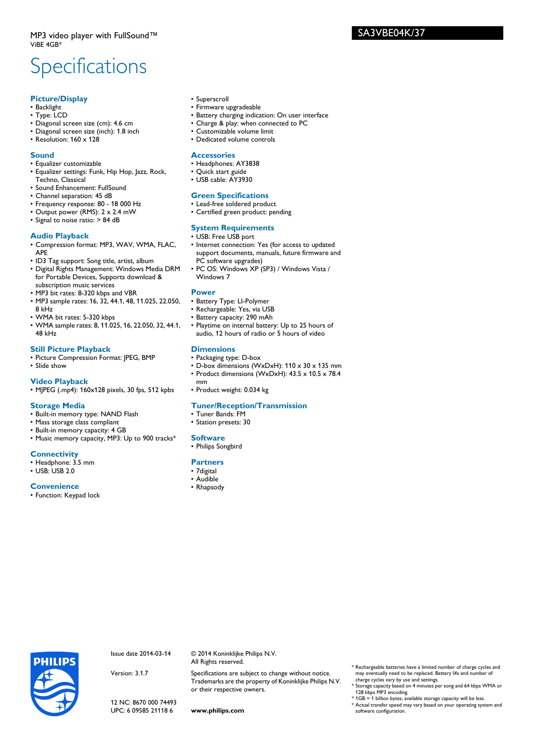MP3 video player with FullSound™
ViBE 4GB*

SA3VBE04K/37

# Specifications

## Picture/Display
- Backlight
- Type: LCD
- Diagonal screen size (cm): 4.6 cm
- Diagonal screen size (inch): 1.8 inch
- Resolution: 160 x 128

## Sound
- Equalizer customizable
- Equalizer settings: Funk, Hip Hop, Jazz, Rock, Techno, Classical
- Sound Enhancement: FullSound
- Channel separation: 45 dB
- Frequency response: 80 - 18 000 Hz
- Output power (RMS): 2 x 2.4 mW
- Signal to noise ratio: > 84 dB

## Audio Playback
- Compression format: MP3, WAV, WMA, FLAC, APE
- ID3 Tag support: Song title, artist, album
- Digital Rights Management: Windows Media DRM for Portable Devices, Supports download & subscription music services
- MP3 bit rates: 8-320 kbps and VBR
- MP3 sample rates: 16, 32, 44.1, 48, 11.025, 22.050, 8 kHz
- WMA bit rates: 5-320 kbps
- WMA sample rates: 8, 11.025, 16, 22.050, 32, 44.1, 48 kHz

## Still Picture Playback
- Picture Compression Format: JPEG, BMP
- Slide show

## Video Playback
- MJPEG (.mp4): 160x128 pixels, 30 fps, 512 kpbs

## Storage Media
- Built-in memory type: NAND Flash
- Mass storage class compliant
- Built-in memory capacity: 4 GB
- Music memory capacity, MP3: Up to 900 tracks*

## Connectivity
- Headphone: 3.5 mm
- USB: USB 2.0

## Convenience
- Function: Keypad lock
- Superscroll
- Firmware upgradeable
- Battery charging indication: On user interface
- Charge & play: when connected to PC
- Customizable volume limit
- Dedicated volume controls

## Accessories
- Headphones: AY3838
- Quick start guide
- USB cable: AY3930

## Green Specifications
- Lead-free soldered product
- Certified green product: pending

## System Requirements
- USB: Free USB port
- Internet connection: Yes (for access to updated support documents, manuals, future firmware and PC software upgrades)
- PC OS: Windows XP (SP3) / Windows Vista / Windows 7

## Power
- Battery Type: LI-Polymer
- Rechargeable: Yes, via USB
- Battery capacity: 290 mAh
- Playtime on internal battery: Up to 25 hours of audio, 12 hours of radio or 5 hours of video

## Dimensions
- Packaging type: D-box
- D-box dimensions (WxDxH): 110 x 30 x 135 mm
- Product dimensions (WxDxH): 43.5 x 10.5 x 78.4 mm
- Product weight: 0.034 kg

## Tuner/Reception/Transmission
- Tuner Bands: FM
- Station presets: 30

## Software
- Philips Songbird

## Partners
- 7digital
- Audible
- Rhapsody

Issue date 2014-03-14

Version: 3.1.7

12 NC: 8670 000 74493
UPC: 6 09585 21118 6

© 2014 Koninklijke Philips N.V.
All Rights reserved.

Specifications are subject to change without notice. Trademarks are the property of Koninklijke Philips N.V. or their respective owners.

**www.philips.com**

* Rechargeable batteries have a limited number of charge cycles and may eventually need to be replaced. Battery life and number of charge cycles vary by use and settings.
* Storage capacity based on 4 minutes per song and 64 kbps WMA or 128 kbps MP3 encoding.
* 1GB = 1 billion bytes; available storage capacity will be less.
* Actual transfer speed may vary based on your operating system and software configuration.